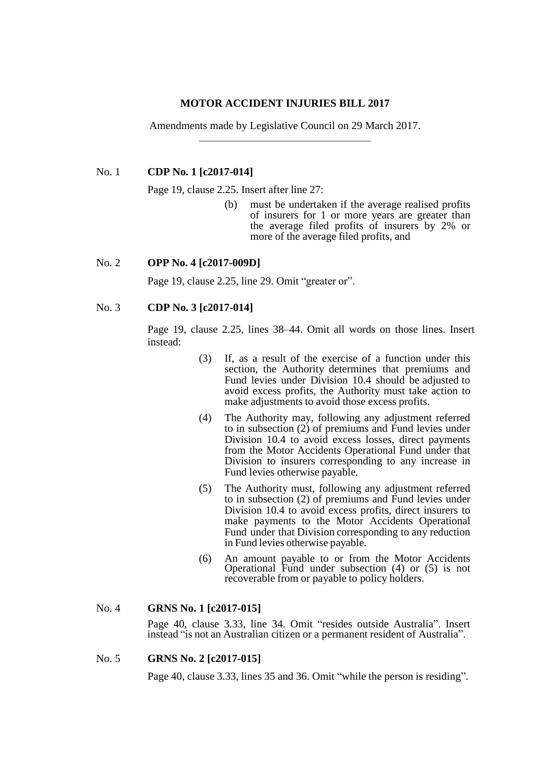**MOTOR ACCIDENT INJURIES BILL 2017**

Amendments made by Legislative Council on 29 March 2017.

---

No. 1 **CDP No. 1 [c2017-014]**

Page 19, clause 2.25. Insert after line 27:

> (b) must be undertaken if the average realised profits of insurers for 1 or more years are greater than the average filed profits of insurers by 2% or more of the average filed profits, and

No. 2 **OPP No. 4 [c2017-009D]**

Page 19, clause 2.25, line 29. Omit "greater or".

No. 3 **CDP No. 3 [c2017-014]**

Page 19, clause 2.25, lines 38–44. Omit all words on those lines. Insert instead:

> (3) If, as a result of the exercise of a function under this section, the Authority determines that premiums and Fund levies under Division 10.4 should be adjusted to avoid excess profits, the Authority must take action to make adjustments to avoid those excess profits.
>
> (4) The Authority may, following any adjustment referred to in subsection (2) of premiums and Fund levies under Division 10.4 to avoid excess losses, direct payments from the Motor Accidents Operational Fund under that Division to insurers corresponding to any increase in Fund levies otherwise payable.
>
> (5) The Authority must, following any adjustment referred to in subsection (2) of premiums and Fund levies under Division 10.4 to avoid excess profits, direct insurers to make payments to the Motor Accidents Operational Fund under that Division corresponding to any reduction in Fund levies otherwise payable.
>
> (6) An amount payable to or from the Motor Accidents Operational Fund under subsection (4) or (5) is not recoverable from or payable to policy holders.

No. 4 **GRNS No. 1 [c2017-015]**

Page 40, clause 3.33, line 34. Omit "resides outside Australia". Insert instead "is not an Australian citizen or a permanent resident of Australia".

No. 5 **GRNS No. 2 [c2017-015]**

Page 40, clause 3.33, lines 35 and 36. Omit "while the person is residing".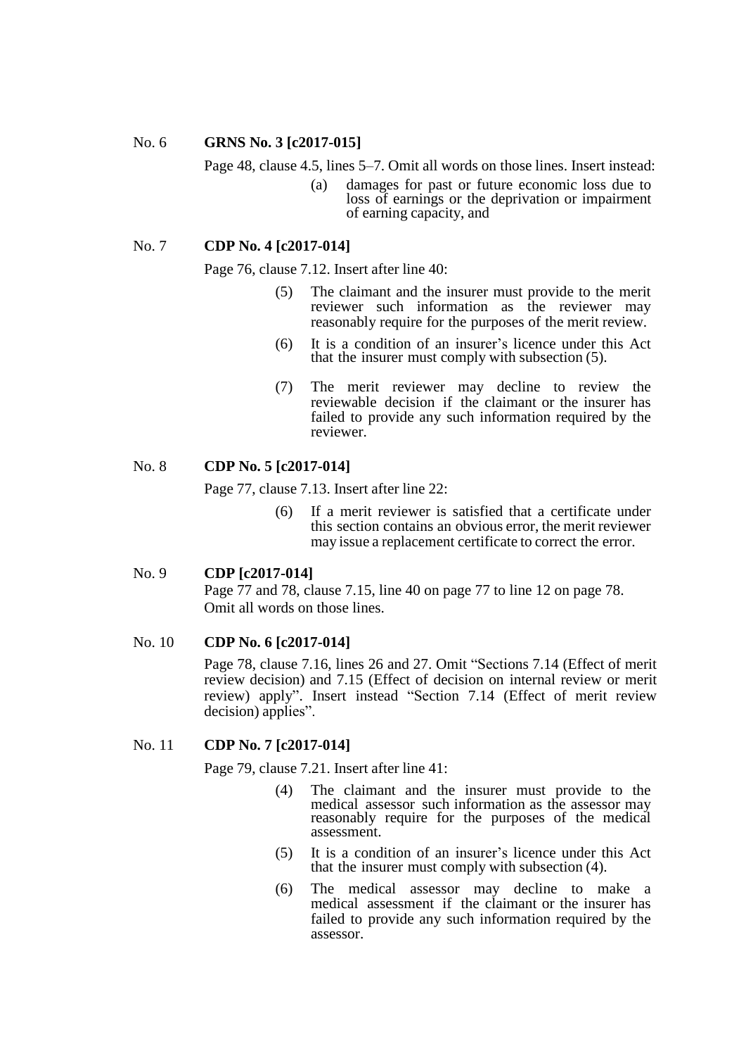No. 6 **GRNS No. 3 [c2017-015]**

Page 48, clause 4.5, lines 5–7. Omit all words on those lines. Insert instead:

> (a) damages for past or future economic loss due to loss of earnings or the deprivation or impairment of earning capacity, and

No. 7 **CDP No. 4 [c2017-014]**

Page 76, clause 7.12. Insert after line 40:

> (5) The claimant and the insurer must provide to the merit reviewer such information as the reviewer may reasonably require for the purposes of the merit review.
>
> (6) It is a condition of an insurer's licence under this Act that the insurer must comply with subsection (5).
>
> (7) The merit reviewer may decline to review the reviewable decision if the claimant or the insurer has failed to provide any such information required by the reviewer.

No. 8 **CDP No. 5 [c2017-014]**

Page 77, clause 7.13. Insert after line 22:

> (6) If a merit reviewer is satisfied that a certificate under this section contains an obvious error, the merit reviewer may issue a replacement certificate to correct the error.

No. 9 **CDP [c2017-014]**

Page 77 and 78, clause 7.15, line 40 on page 77 to line 12 on page 78. Omit all words on those lines.

No. 10 **CDP No. 6 [c2017-014]**

Page 78, clause 7.16, lines 26 and 27. Omit "Sections 7.14 (Effect of merit review decision) and 7.15 (Effect of decision on internal review or merit review) apply". Insert instead "Section 7.14 (Effect of merit review decision) applies".

No. 11 **CDP No. 7 [c2017-014]**

Page 79, clause 7.21. Insert after line 41:

> (4) The claimant and the insurer must provide to the medical assessor such information as the assessor may reasonably require for the purposes of the medical assessment.
>
> (5) It is a condition of an insurer's licence under this Act that the insurer must comply with subsection (4).
>
> (6) The medical assessor may decline to make a medical assessment if the claimant or the insurer has failed to provide any such information required by the assessor.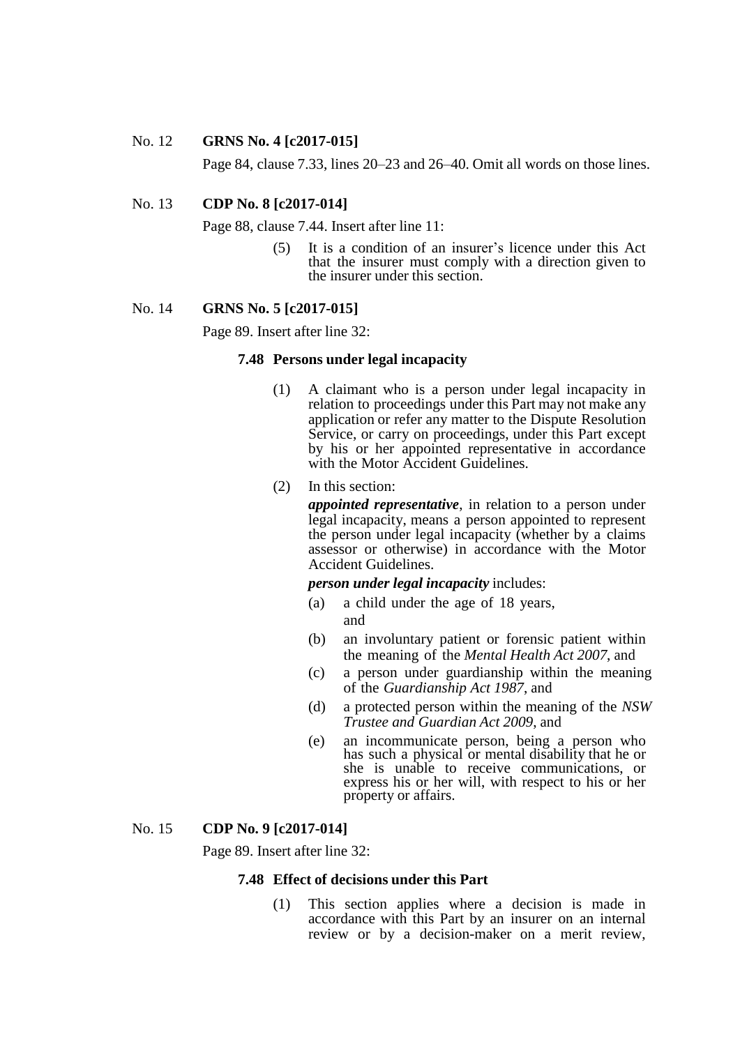No. 12 **GRNS No. 4 [c2017-015]**

Page 84, clause 7.33, lines 20–23 and 26–40. Omit all words on those lines.

No. 13 **CDP No. 8 [c2017-014]**

Page 88, clause 7.44. Insert after line 11:

> (5) It is a condition of an insurer's licence under this Act that the insurer must comply with a direction given to the insurer under this section.

No. 14 **GRNS No. 5 [c2017-015]**

Page 89. Insert after line 32:

> **7.48 Persons under legal incapacity**
>
> (1) A claimant who is a person under legal incapacity in relation to proceedings under this Part may not make any application or refer any matter to the Dispute Resolution Service, or carry on proceedings, under this Part except by his or her appointed representative in accordance with the Motor Accident Guidelines.
>
> (2) In this section:
>
> ***appointed representative***, in relation to a person under legal incapacity, means a person appointed to represent the person under legal incapacity (whether by a claims assessor or otherwise) in accordance with the Motor Accident Guidelines.
>
> ***person under legal incapacity*** includes:
>
> (a) a child under the age of 18 years, and
>
> (b) an involuntary patient or forensic patient within the meaning of the *Mental Health Act 2007*, and
>
> (c) a person under guardianship within the meaning of the *Guardianship Act 1987*, and
>
> (d) a protected person within the meaning of the *NSW Trustee and Guardian Act 2009*, and
>
> (e) an incommunicate person, being a person who has such a physical or mental disability that he or she is unable to receive communications, or express his or her will, with respect to his or her property or affairs.

No. 15 **CDP No. 9 [c2017-014]**

Page 89. Insert after line 32:

> **7.48 Effect of decisions under this Part**
>
> (1) This section applies where a decision is made in accordance with this Part by an insurer on an internal review or by a decision-maker on a merit review,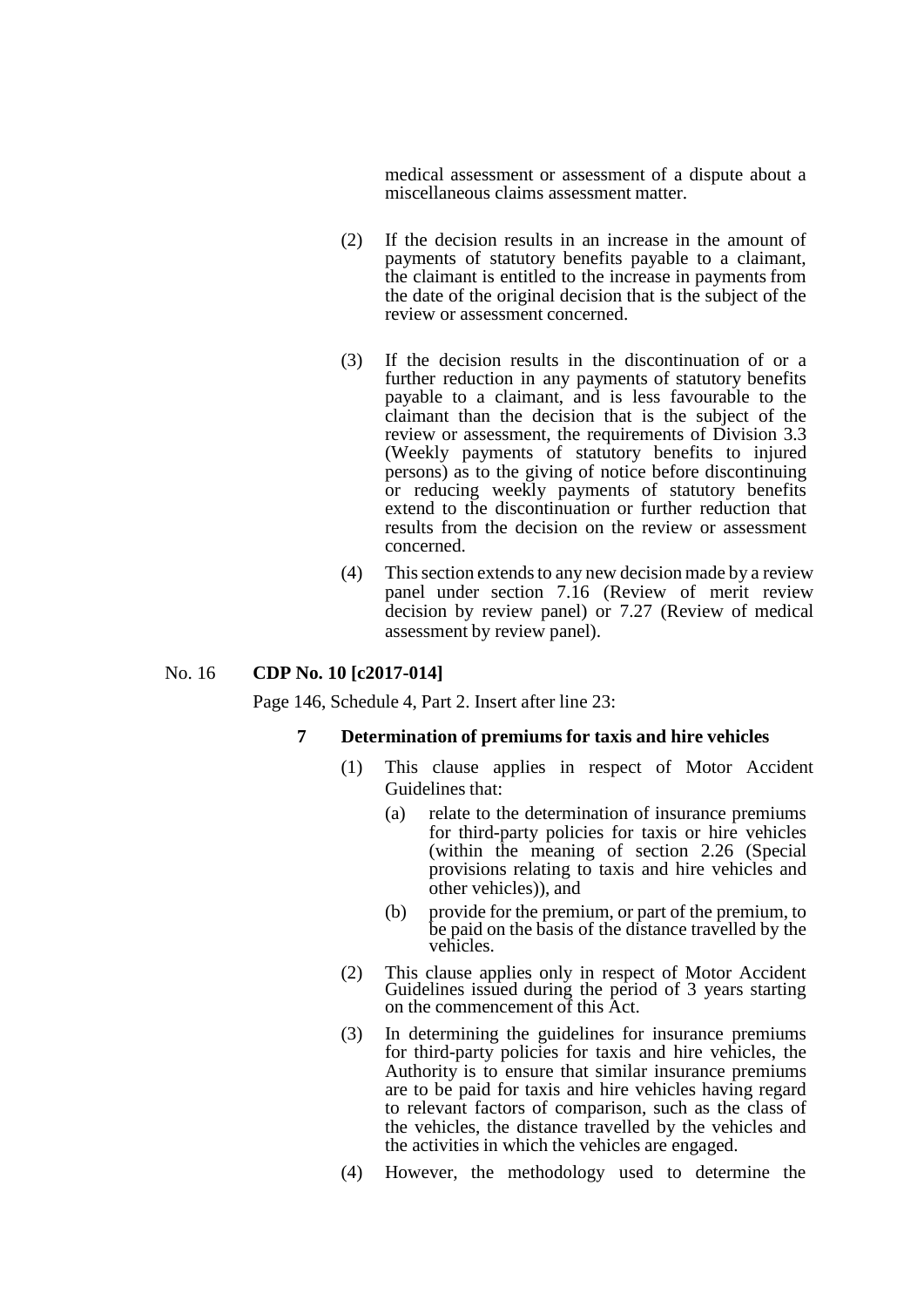medical assessment or assessment of a dispute about a miscellaneous claims assessment matter.

(2) If the decision results in an increase in the amount of payments of statutory benefits payable to a claimant, the claimant is entitled to the increase in payments from the date of the original decision that is the subject of the review or assessment concerned.

(3) If the decision results in the discontinuation of or a further reduction in any payments of statutory benefits payable to a claimant, and is less favourable to the claimant than the decision that is the subject of the review or assessment, the requirements of Division 3.3 (Weekly payments of statutory benefits to injured persons) as to the giving of notice before discontinuing or reducing weekly payments of statutory benefits extend to the discontinuation or further reduction that results from the decision on the review or assessment concerned.

(4) This section extends to any new decision made by a review panel under section 7.16 (Review of merit review decision by review panel) or 7.27 (Review of medical assessment by review panel).

No. 16 **CDP No. 10 [c2017-014]**

Page 146, Schedule 4, Part 2. Insert after line 23:

**7 Determination of premiums for taxis and hire vehicles**

(1) This clause applies in respect of Motor Accident Guidelines that:

(a) relate to the determination of insurance premiums for third-party policies for taxis or hire vehicles (within the meaning of section 2.26 (Special provisions relating to taxis and hire vehicles and other vehicles)), and

(b) provide for the premium, or part of the premium, to be paid on the basis of the distance travelled by the vehicles.

(2) This clause applies only in respect of Motor Accident Guidelines issued during the period of 3 years starting on the commencement of this Act.

(3) In determining the guidelines for insurance premiums for third-party policies for taxis and hire vehicles, the Authority is to ensure that similar insurance premiums are to be paid for taxis and hire vehicles having regard to relevant factors of comparison, such as the class of the vehicles, the distance travelled by the vehicles and the activities in which the vehicles are engaged.

(4) However, the methodology used to determine the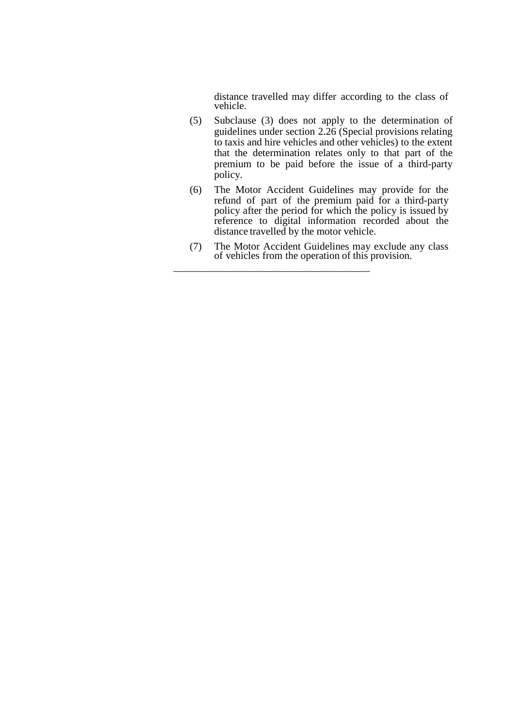distance travelled may differ according to the class of vehicle.

(5) Subclause (3) does not apply to the determination of guidelines under section 2.26 (Special provisions relating to taxis and hire vehicles and other vehicles) to the extent that the determination relates only to that part of the premium to be paid before the issue of a third-party policy.

(6) The Motor Accident Guidelines may provide for the refund of part of the premium paid for a third-party policy after the period for which the policy is issued by reference to digital information recorded about the distance travelled by the motor vehicle.

(7) The Motor Accident Guidelines may exclude any class of vehicles from the operation of this provision.

---